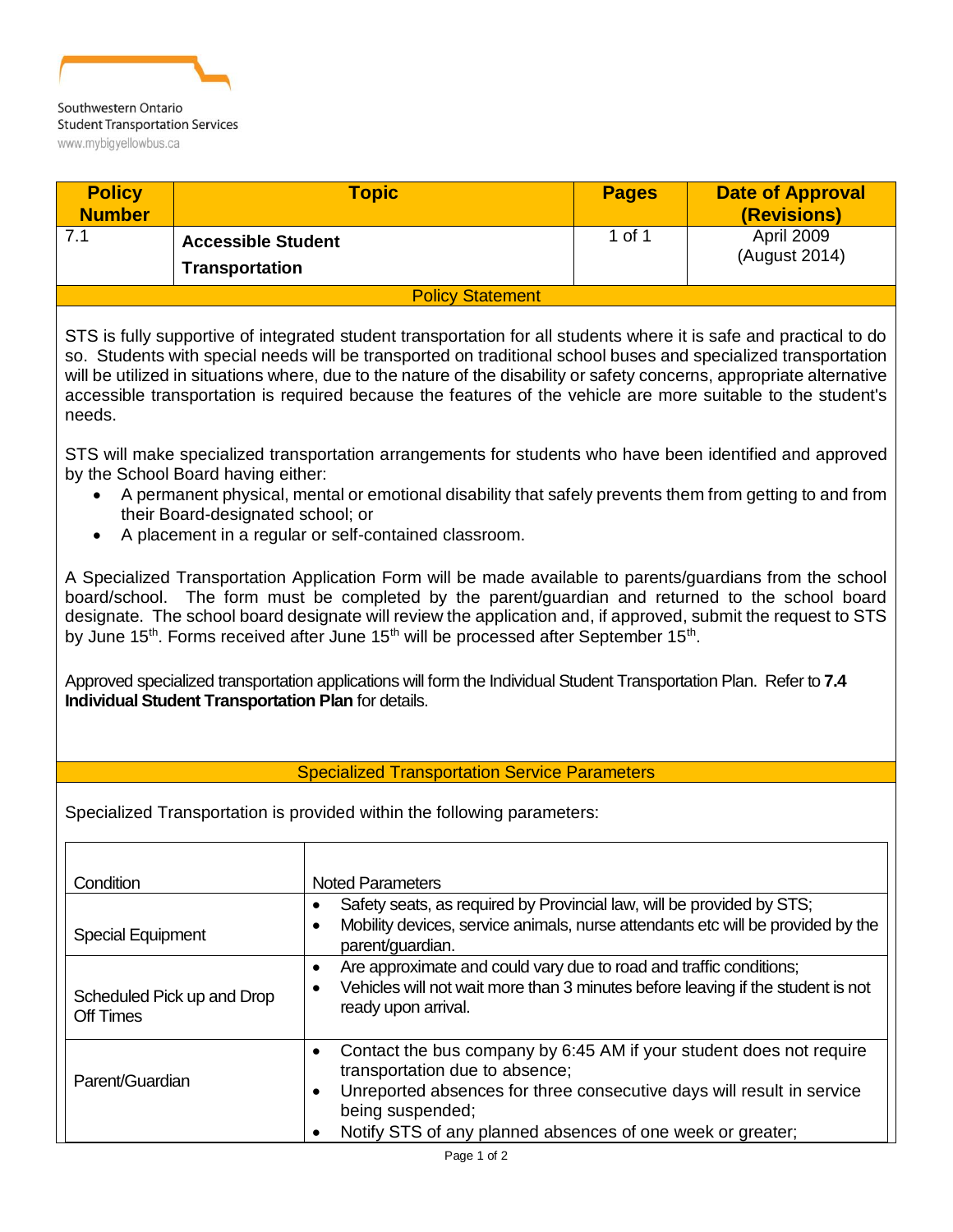Southwestern Ontario
Student Transportation Services
www.mybigyellowbus.ca

| Policy Number | Topic | Pages | Date of Approval (Revisions) |
|---|---|---|---|
| 7.1 | **Accessible Student Transportation** | 1 of 1 | April 2009 (August 2014) |

## Policy Statement

STS is fully supportive of integrated student transportation for all students where it is safe and practical to do so. Students with special needs will be transported on traditional school buses and specialized transportation will be utilized in situations where, due to the nature of the disability or safety concerns, appropriate alternative accessible transportation is required because the features of the vehicle are more suitable to the student's needs.

STS will make specialized transportation arrangements for students who have been identified and approved by the School Board having either:

- A permanent physical, mental or emotional disability that safely prevents them from getting to and from their Board-designated school; or
- A placement in a regular or self-contained classroom.

A Specialized Transportation Application Form will be made available to parents/guardians from the school board/school. The form must be completed by the parent/guardian and returned to the school board designate. The school board designate will review the application and, if approved, submit the request to STS by June 15th. Forms received after June 15th will be processed after September 15th.

Approved specialized transportation applications will form the Individual Student Transportation Plan. Refer to **7.4 Individual Student Transportation Plan** for details.

## Specialized Transportation Service Parameters

Specialized Transportation is provided within the following parameters:

| Condition | Noted Parameters |
|---|---|
| Special Equipment | • Safety seats, as required by Provincial law, will be provided by STS;<br>• Mobility devices, service animals, nurse attendants etc will be provided by the parent/guardian. |
| Scheduled Pick up and Drop Off Times | • Are approximate and could vary due to road and traffic conditions;<br>• Vehicles will not wait more than 3 minutes before leaving if the student is not ready upon arrival. |
| Parent/Guardian | • Contact the bus company by 6:45 AM if your student does not require transportation due to absence;<br>• Unreported absences for three consecutive days will result in service being suspended;<br>• Notify STS of any planned absences of one week or greater; |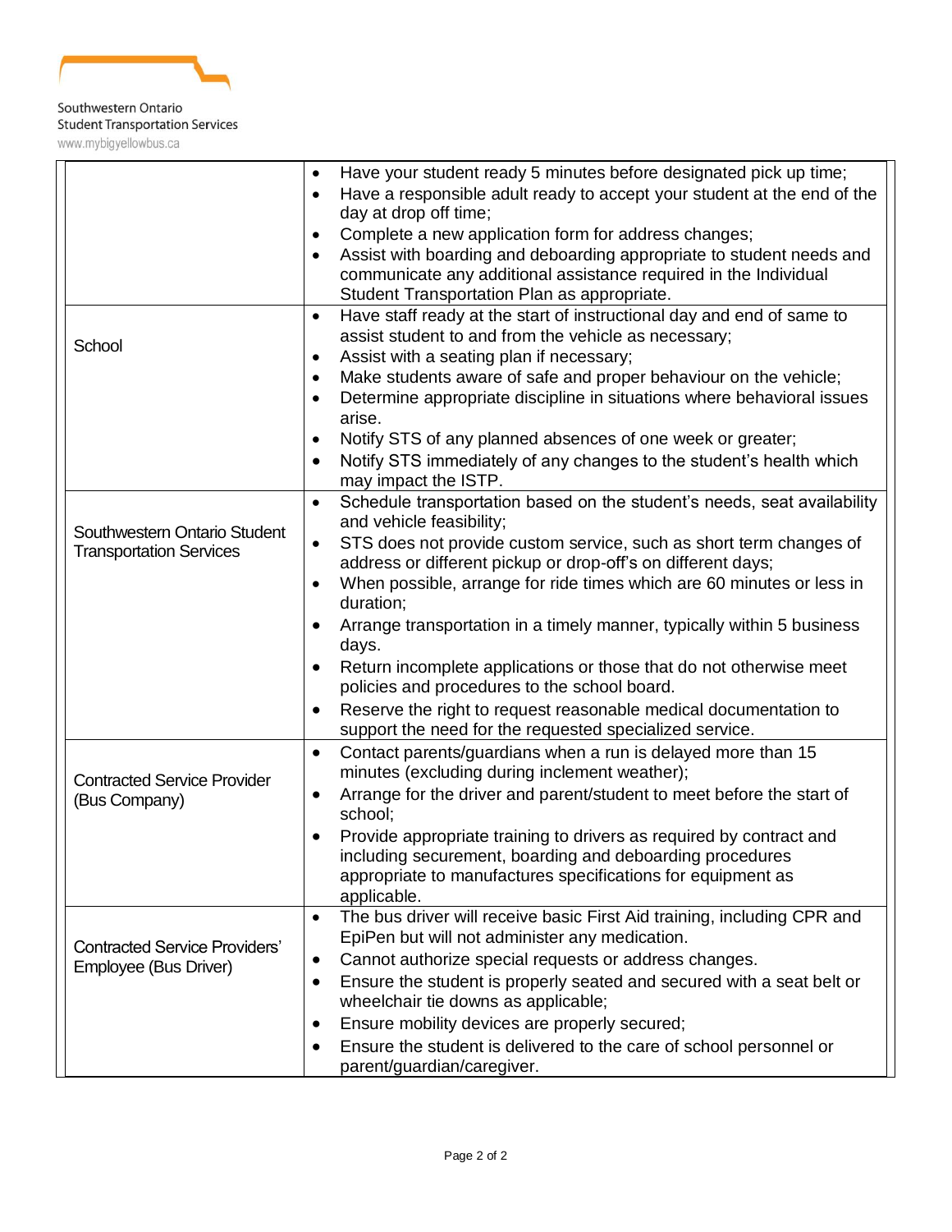Southwestern Ontario
Student Transportation Services
www.mybigyellowbus.ca

| | |
|---|---|
| | • Have your student ready 5 minutes before designated pick up time;<br>• Have a responsible adult ready to accept your student at the end of the day at drop off time;<br>• Complete a new application form for address changes;<br>• Assist with boarding and deboarding appropriate to student needs and communicate any additional assistance required in the Individual Student Transportation Plan as appropriate. |
| School | • Have staff ready at the start of instructional day and end of same to assist student to and from the vehicle as necessary;<br>• Assist with a seating plan if necessary;<br>• Make students aware of safe and proper behaviour on the vehicle;<br>• Determine appropriate discipline in situations where behavioral issues arise.<br>• Notify STS of any planned absences of one week or greater;<br>• Notify STS immediately of any changes to the student's health which may impact the ISTP. |
| Southwestern Ontario Student Transportation Services | • Schedule transportation based on the student's needs, seat availability and vehicle feasibility;<br>• STS does not provide custom service, such as short term changes of address or different pickup or drop-off's on different days;<br>• When possible, arrange for ride times which are 60 minutes or less in duration;<br>• Arrange transportation in a timely manner, typically within 5 business days.<br>• Return incomplete applications or those that do not otherwise meet policies and procedures to the school board.<br>• Reserve the right to request reasonable medical documentation to support the need for the requested specialized service. |
| Contracted Service Provider (Bus Company) | • Contact parents/guardians when a run is delayed more than 15 minutes (excluding during inclement weather);<br>• Arrange for the driver and parent/student to meet before the start of school;<br>• Provide appropriate training to drivers as required by contract and including securement, boarding and deboarding procedures appropriate to manufactures specifications for equipment as applicable. |
| Contracted Service Providers' Employee (Bus Driver) | • The bus driver will receive basic First Aid training, including CPR and EpiPen but will not administer any medication.<br>• Cannot authorize special requests or address changes.<br>• Ensure the student is properly seated and secured with a seat belt or wheelchair tie downs as applicable;<br>• Ensure mobility devices are properly secured;<br>• Ensure the student is delivered to the care of school personnel or parent/guardian/caregiver. |